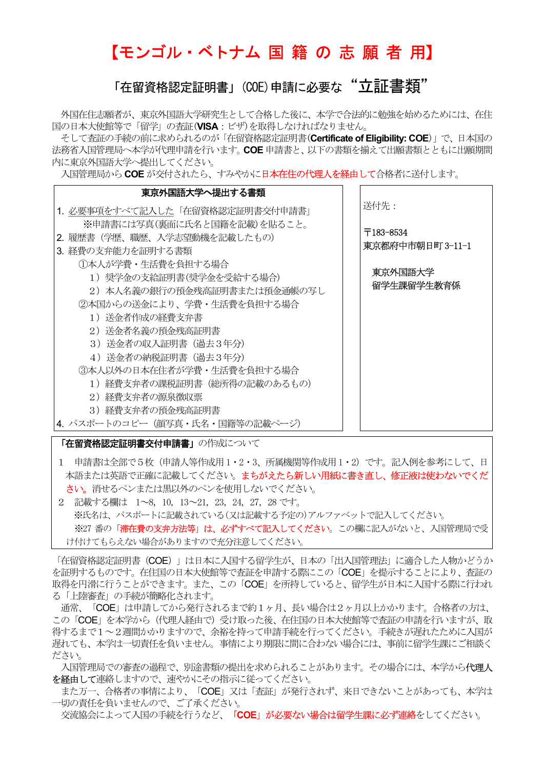# 【モンゴル・ベトナム 国 籍 の 志 願 者 用】

## 「在留資格認定証明書」(COE)申請に必要な "立証書類"

外国在住志願者が、東京外国語大学研究生として合格した後に、本学で合法的に勉強を始めるためには、在住国の日本大使館等で「留学」の査証(**VISA**：ビザ)を取得しなければなりません。

そして査証の手続の前に求められるのが「在留資格認定証明書(**Certificate of Eligibility: COE**)」で、日本国の法務省入国管理局へ本学が代理申請を行います。**COE** 申請書と、以下の書類を揃えて出願書類とともに出願期間内に東京外国語大学へ提出してください。

入国管理局から **COE** が交付されたら、すみやかに日本在住の代理人を経由して合格者に送付します。

### 東京外国語大学へ提出する書類

1. 必要事項をすべて記入した「在留資格認定証明書交付申請書」
   ※申請書には写真(裏面に氏名と国籍を記載)を貼ること。
2. 履歴書（学歴、職歴、入学志望動機を記載したもの）
3. 経費の支弁能力を証明する書類
   - ①本人が学費・生活費を負担する場合
     - 1）奨学金の支給証明書(奨学金を受給する場合)
     - 2）本人名義の銀行の預金残高証明書または預金通帳の写し
   - ②本国からの送金により、学費・生活費を負担する場合
     - 1）送金者作成の経費支弁書
     - 2）送金者名義の預金残高証明書
     - 3）送金者の収入証明書（過去３年分）
     - 4）送金者の納税証明書（過去３年分）
   - ③本人以外の日本在住者が学費・生活費を負担する場合
     - 1）経費支弁者の課税証明書（総所得の記載のあるもの）
     - 2）経費支弁者の源泉徴収票
     - 3）経費支弁者の預金残高証明書
4. パスポートのコピー（顔写真・氏名・国籍等の記載ページ）

送付先：

〒183-8534
東京都府中市朝日町 3-11-1

東京外国語大学
留学生課留学生教育係

### 「在留資格認定証明書交付申請書」の作成について

1　申請書は全部で５枚（申請人等作成用 1・2・3、所属機関等作成用 1・2）です。記入例を参考にして、日本語または英語で正確に記載してください。まちがえたら新しい用紙に書き直し、修正液は使わないでください。消せるペンまたは黒以外のペンを使用しないでください。

2　記載する欄は　1～8, 10, 13～21, 23, 24, 27, 28 です。
※氏名は、パスポートに記載されている(又は記載する予定の)アルファベットで記入してください。
※27 番の「滞在費の支弁方法等」は、必ずすべて記入してください。この欄に記入がないと、入国管理局で受け付けてもらえない場合がありますので充分注意してください。

「在留資格認定証明書（COE）」は日本に入国する留学生が、日本の「出入国管理法」に適合した人物かどうかを証明するものです。在住国の日本大使館等で査証を申請する際にこの「COE」を提示することにより、査証の取得を円滑に行うことができます。また、この「COE」を所持していると、留学生が日本に入国する際に行われる「上陸審査」の手続が簡略化されます。

通常、「COE」は申請してから発行されるまで約１ヶ月、長い場合は２ヶ月以上かかります。合格者の方は、この「COE」を本学から（代理人経由で）受け取った後、在住国の日本大使館等で査証の申請を行いますが、取得するまで１～２週間かかりますので、余裕を持って申請手続を行ってください。手続きが遅れたために入国が遅れても、本学は一切責任を負いません。事情により期限に間に合わない場合には、事前に留学生課にご相談ください。

入国管理局での審査の過程で、別途書類の提出を求められることがあります。その場合には、本学から代理人を経由して連絡しますので、速やかにその指示に従ってください。

また万一、合格者の事情により、「COE」又は「査証」が発行されず、来日できないことがあっても、本学は一切の責任を負いませんので、ご了承ください。

交流協会によって入国の手続を行うなど、**「COE」が必要ない場合は留学生課に必ず連絡**をしてください。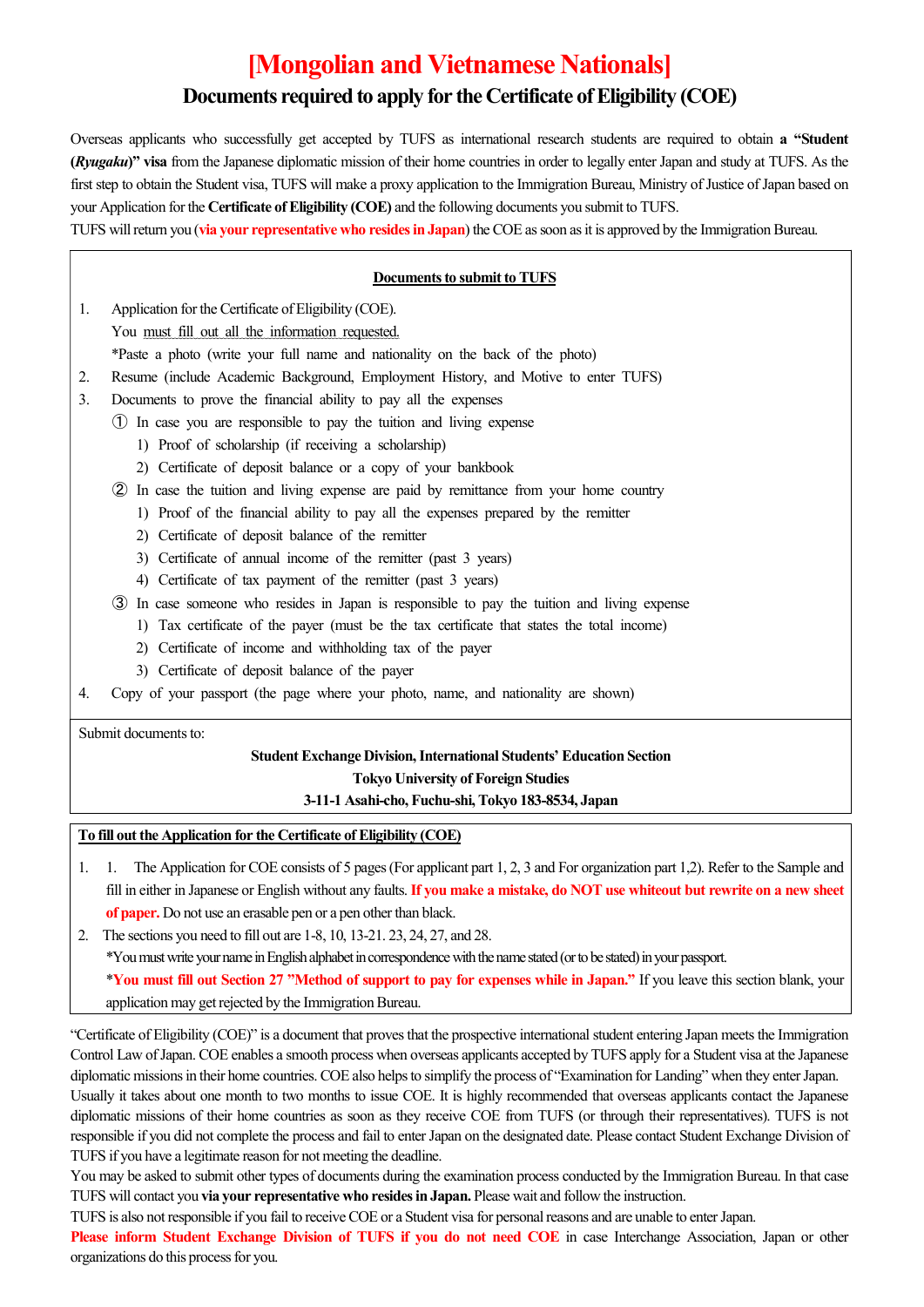# [Mongolian and Vietnamese Nationals]

## Documents required to apply for the Certificate of Eligibility (COE)

Overseas applicants who successfully get accepted by TUFS as international research students are required to obtain **a "Student (*Ryugaku*)" visa** from the Japanese diplomatic mission of their home countries in order to legally enter Japan and study at TUFS. As the first step to obtain the Student visa, TUFS will make a proxy application to the Immigration Bureau, Ministry of Justice of Japan based on your Application for the **Certificate of Eligibility (COE)** and the following documents you submit to TUFS.

TUFS will return you (**via your representative who resides in Japan**) the COE as soon as it is approved by the Immigration Bureau.

### Documents to submit to TUFS

1. Application for the Certificate of Eligibility (COE).
   You must fill out all the information requested.
   *Paste a photo (write your full name and nationality on the back of the photo)
2. Resume (include Academic Background, Employment History, and Motive to enter TUFS)
3. Documents to prove the financial ability to pay all the expenses
   ① In case you are responsible to pay the tuition and living expense
      1) Proof of scholarship (if receiving a scholarship)
      2) Certificate of deposit balance or a copy of your bankbook
   ② In case the tuition and living expense are paid by remittance from your home country
      1) Proof of the financial ability to pay all the expenses prepared by the remitter
      2) Certificate of deposit balance of the remitter
      3) Certificate of annual income of the remitter (past 3 years)
      4) Certificate of tax payment of the remitter (past 3 years)
   ③ In case someone who resides in Japan is responsible to pay the tuition and living expense
      1) Tax certificate of the payer (must be the tax certificate that states the total income)
      2) Certificate of income and withholding tax of the payer
      3) Certificate of deposit balance of the payer
4. Copy of your passport (the page where your photo, name, and nationality are shown)

Submit documents to:

**Student Exchange Division, International Students' Education Section**
**Tokyo University of Foreign Studies**
**3-11-1 Asahi-cho, Fuchu-shi, Tokyo 183-8534, Japan**

### To fill out the Application for the Certificate of Eligibility (COE)

1. 1. The Application for COE consists of 5 pages (For applicant part 1, 2, 3 and For organization part 1,2). Refer to the Sample and fill in either in Japanese or English without any faults. **If you make a mistake, do NOT use whiteout but rewrite on a new sheet of paper.** Do not use an erasable pen or a pen other than black.
2. The sections you need to fill out are 1-8, 10, 13-21. 23, 24, 27, and 28.
   *You must write your name in English alphabet in correspondence with the name stated (or to be stated) in your passport.
   ***You must fill out Section 27 "Method of support to pay for expenses while in Japan."** If you leave this section blank, your application may get rejected by the Immigration Bureau.

"Certificate of Eligibility (COE)" is a document that proves that the prospective international student entering Japan meets the Immigration Control Law of Japan. COE enables a smooth process when overseas applicants accepted by TUFS apply for a Student visa at the Japanese diplomatic missions in their home countries. COE also helps to simplify the process of "Examination for Landing" when they enter Japan.
Usually it takes about one month to two months to issue COE. It is highly recommended that overseas applicants contact the Japanese diplomatic missions of their home countries as soon as they receive COE from TUFS (or through their representatives). TUFS is not responsible if you did not complete the process and fail to enter Japan on the designated date. Please contact Student Exchange Division of TUFS if you have a legitimate reason for not meeting the deadline.
You may be asked to submit other types of documents during the examination process conducted by the Immigration Bureau. In that case TUFS will contact you **via your representative who resides in Japan.** Please wait and follow the instruction.
TUFS is also not responsible if you fail to receive COE or a Student visa for personal reasons and are unable to enter Japan.
**Please inform Student Exchange Division of TUFS if you do not need COE** in case Interchange Association, Japan or other organizations do this process for you.